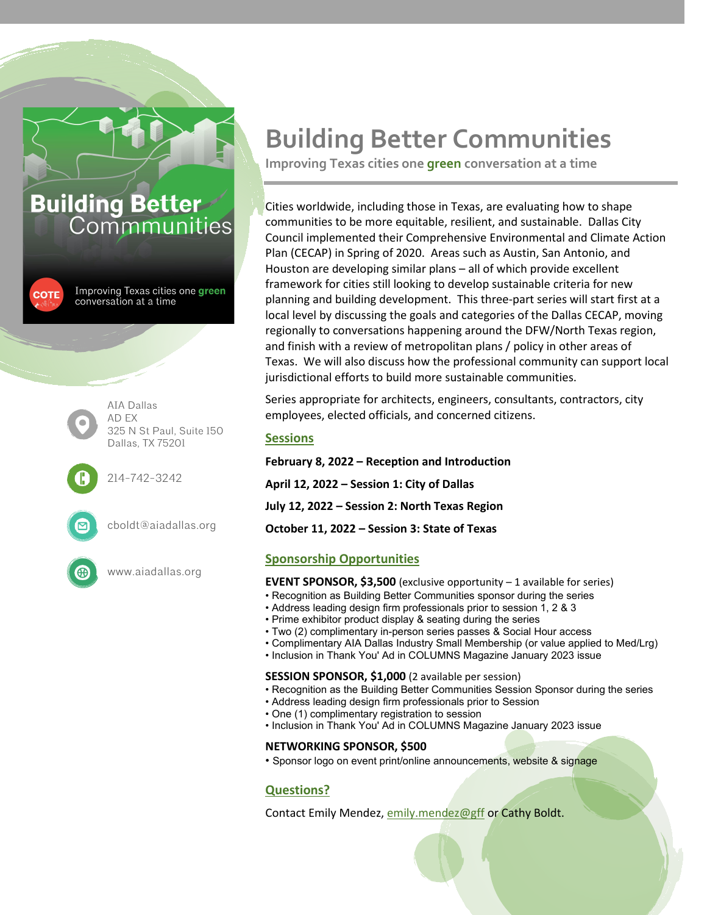# Building Better Communities

**Improving Texas cities one green conversation at a time**

Cities worldwide, including those in Texas, are evaluating how to shape communities to be more equitable, resilient, and sustainable. Dallas City Council implemented their Comprehensive Environmental and Climate Action Plan (CECAP) in Spring of 2020. Areas such as Austin, San Antonio, and Houston are developing similar plans – all of which provide excellent framework for cities still looking to develop sustainable criteria for new planning and building development. This three-part series will start first at a local level by discussing the goals and categories of the Dallas CECAP, moving regionally to conversations happening around the DFW/North Texas region, and finish with a review of metropolitan plans / policy in other areas of Texas. We will also discuss how the professional community can support local jurisdictional efforts to build more sustainable communities.

Series appropriate for architects, engineers, consultants, contractors, city employees, elected officials, and concerned citizens.

## Sessions

**February 8, 2022 – Reception and Introduction**

**April 12, 2022 – Session 1: City of Dallas**

**July 12, 2022 – Session 2: North Texas Region**

**October 11, 2022 – Session 3: State of Texas**

## Sponsorship Opportunities

**EVENT SPONSOR, $3,500** (exclusive opportunity – 1 available for series)

- Recognition as Building Better Communities sponsor during the series
- Address leading design firm professionals prior to session 1, 2 & 3
- Prime exhibitor product display & seating during the series
- Two (2) complimentary in-person series passes & Social Hour access
- Complimentary AIA Dallas Industry Small Membership (or value applied to Med/Lrg)
- Inclusion in Thank You' Ad in COLUMNS Magazine January 2023 issue

**SESSION SPONSOR, $1,000** (2 available per session)

- Recognition as the Building Better Communities Session Sponsor during the series
- Address leading design firm professionals prior to Session
- One (1) complimentary registration to session
- Inclusion in Thank You' Ad in COLUMNS Magazine January 2023 issue

**NETWORKING SPONSOR, $500**

- Sponsor logo on event print/online announcements, website & signage

## Questions?

Contact Emily Mendez, emily.mendez@gff or Cathy Boldt.

AIA Dallas
AD EX
325 N St Paul, Suite 150
Dallas, TX 75201

214-742-3242

cboldt@aiadallas.org

www.aiadallas.org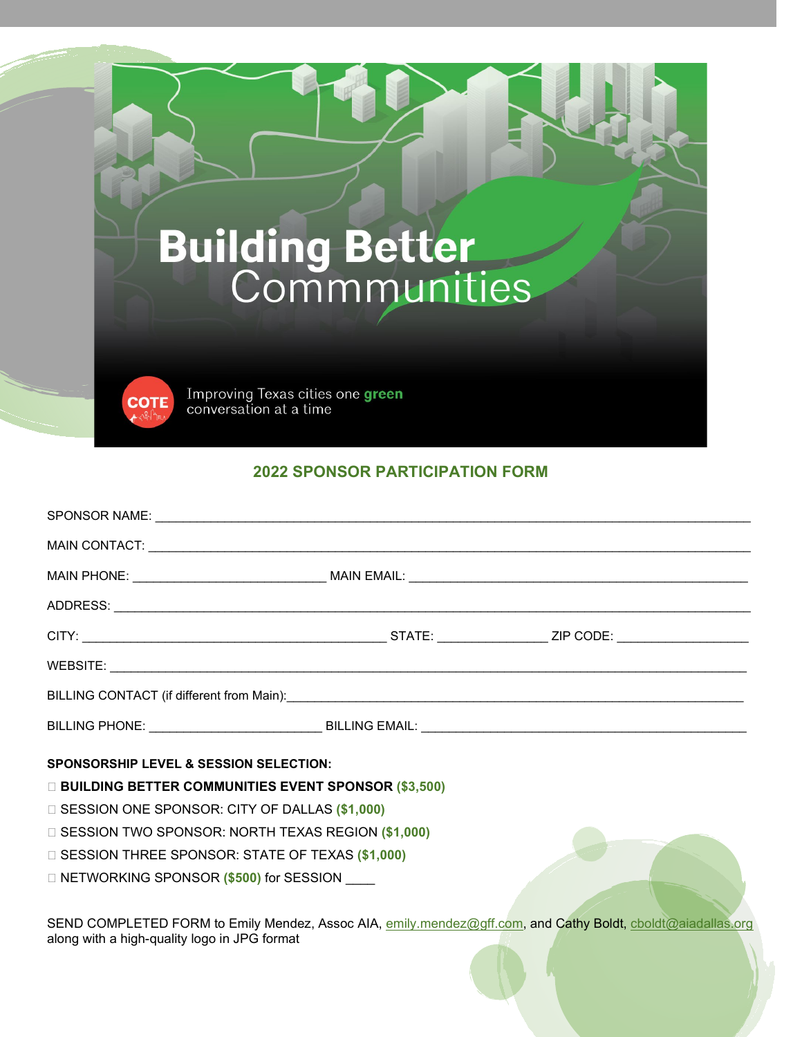# Building Better Commmunities

Improving Texas cities one **green** conversation at a time

COTE

## 2022 SPONSOR PARTICIPATION FORM

SPONSOR NAME: ______________________________________________________________________________

MAIN CONTACT: ______________________________________________________________________________

MAIN PHONE: ___________________________ MAIN EMAIL: _______________________________________________

ADDRESS: ___________________________________________________________________________________

CITY: __________________________________________ STATE: _______________ ZIP CODE: __________________

WEBSITE: ___________________________________________________________________________________

BILLING CONTACT (if different from Main):_____________________________________________________________

BILLING PHONE: ________________________ BILLING EMAIL: ____________________________________________

**SPONSORSHIP LEVEL & SESSION SELECTION:**

- ☐ **BUILDING BETTER COMMUNITIES EVENT SPONSOR ($3,500)**
- ☐ SESSION ONE SPONSOR: CITY OF DALLAS **($1,000)**
- ☐ SESSION TWO SPONSOR: NORTH TEXAS REGION **($1,000)**
- ☐ SESSION THREE SPONSOR: STATE OF TEXAS **($1,000)**
- ☐ NETWORKING SPONSOR **($500)** for SESSION ____

SEND COMPLETED FORM to Emily Mendez, Assoc AIA, emily.mendez@gff.com, and Cathy Boldt, cboldt@aiadallas.org along with a high-quality logo in JPG format